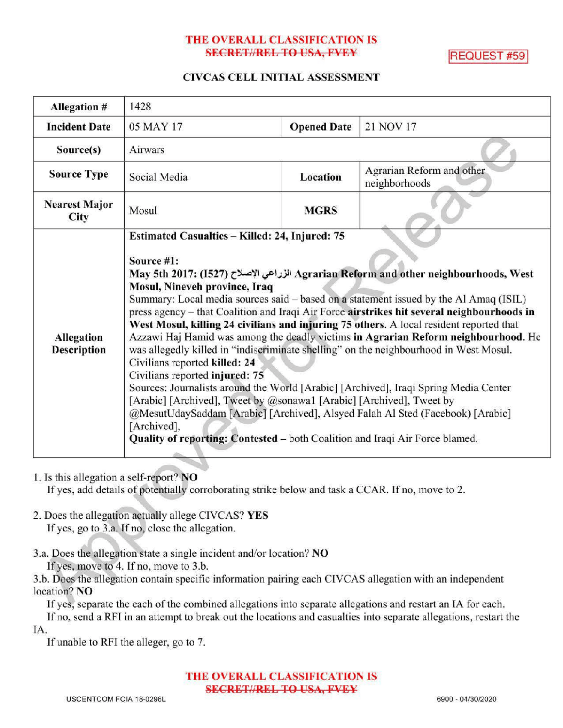THE OVERALL CLASSIFICATION IS
~~SECRET//REL TO USA, FVEY~~

REQUEST #59

## CIVCAS CELL INITIAL ASSESSMENT

| **Allegation #** | 1428 | | |
|---|---|---|---|
| **Incident Date** | 05 MAY 17 | **Opened Date** | 21 NOV 17 |
| **Source(s)** | Airwars | | |
| **Source Type** | Social Media | **Location** | Agrarian Reform and other neighborhoods |
| **Nearest Major City** | Mosul | **MGRS** | |
| **Allegation Description** | **Estimated Casualties – Killed: 24, Injured: 75**<br><br>**Source #1:**<br>**May 5th 2017: (I527) الزراعي الإصلاح Agrarian Reform and other neighbourhoods, West Mosul, Nineveh province, Iraq**<br>Summary: Local media sources said – based on a statement issued by the Al Amaq (ISIL) press agency – that Coalition and Iraqi Air Force **airstrikes hit several neighbourhoods in West Mosul, killing 24 civilians and injuring 75 others.** A local resident reported that Azzawi Haj Hamid was among the deadly victims **in Agrarian Reform neighbourhood.** He was allegedly killed in "indiscriminate shelling" on the neighbourhood in West Mosul.<br>Civilians reported **killed: 24**<br>Civilians reported **injured: 75**<br>Sources: Journalists around the World [Arabic] [Archived], Iraqi Spring Media Center [Arabic] [Archived], Tweet by @sonawa1 [Arabic] [Archived], Tweet by @MesutUdaySaddam [Arabic] [Archived], Alsyed Falah Al Sted (Facebook) [Arabic] [Archived],<br>**Quality of reporting: Contested** – both Coalition and Iraqi Air Force blamed. | | |

1. Is this allegation a self-report? **NO**
   If yes, add details of potentially corroborating strike below and task a CCAR. If no, move to 2.

2. Does the allegation actually allege CIVCAS? **YES**
   If yes, go to 3.a. If no, close the allegation.

3.a. Does the allegation state a single incident and/or location? **NO**
   If yes, move to 4. If no, move to 3.b.
3.b. Does the allegation contain specific information pairing each CIVCAS allegation with an independent location? **NO**
   If yes, separate the each of the combined allegations into separate allegations and restart an IA for each.
   If no, send a RFI in an attempt to break out the locations and casualties into separate allegations, restart the IA.
   If unable to RFI the alleger, go to 7.

THE OVERALL CLASSIFICATION IS
~~SECRET//REL TO USA, FVEY~~

USCENTCOM FOIA 18-0296L

6900 - 04/30/2020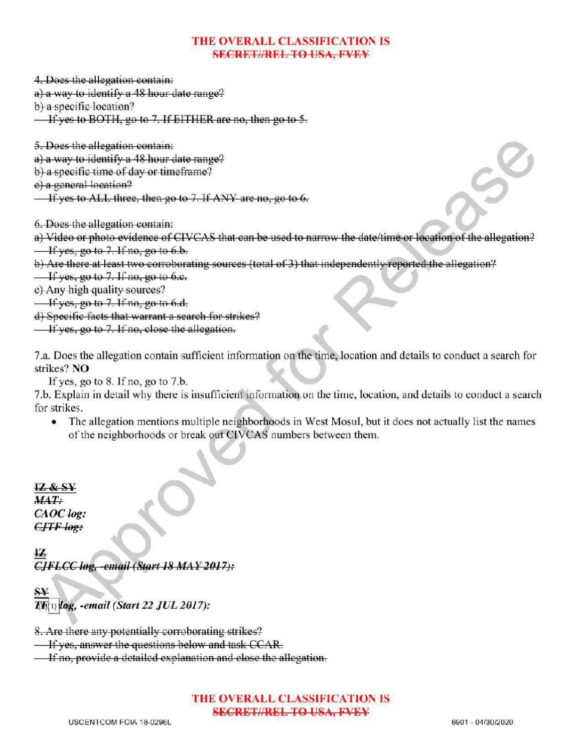**THE OVERALL CLASSIFICATION IS**
~~SECRET//REL TO USA, FVEY~~

~~4. Does the allegation contain:~~
~~a) a way to identify a 48 hour date range?~~
~~b) a specific location?~~
~~If yes to BOTH, go to 7. If EITHER are no, then go to 5.~~

~~5. Does the allegation contain:~~
~~a) a way to identify a 48 hour date range?~~
~~b) a specific time of day or timeframe?~~
~~c) a general location?~~
~~If yes to ALL three, then go to 7. If ANY are no, go to 6.~~

~~6. Does the allegation contain:~~
~~a) Video or photo evidence of CIVCAS that can be used to narrow the date/time or location of the allegation?~~
~~If yes, go to 7. If no, go to 6.b.~~
~~b) Are there at least two corroborating sources (total of 3) that independently reported the allegation?~~
~~If yes, go to 7. If no, go to 6.c.~~
~~c) Any high quality sources?~~
~~If yes, go to 7. If no, go to 6.d.~~
~~d) Specific facts that warrant a search for strikes?~~
~~If yes, go to 7. If no, close the allegation.~~

7.a. Does the allegation contain sufficient information on the time, location and details to conduct a search for strikes? **NO**

If yes, go to 8. If no, go to 7.b.

7.b. Explain in detail why there is insufficient information on the time, location, and details to conduct a search for strikes.

- The allegation mentions multiple neighborhoods in West Mosul, but it does not actually list the names of the neighborhoods or break out CIVCAS numbers between them.

~~**IZ & SY**~~
~~***MAT:***~~
***CAOC log:***
~~***CJTF log:***~~

~~**IZ**~~
~~***CJFLCC log, -email (Start 18 MAY 2017):***~~

~~**SY**~~
***TF(b)(1) log, -email (Start 22 JUL 2017):***

~~8. Are there any potentially corroborating strikes?~~
~~If yes, answer the questions below and task CCAR.~~
~~If no, provide a detailed explanation and close the allegation.~~

**THE OVERALL CLASSIFICATION IS**
~~SECRET//REL TO USA, FVEY~~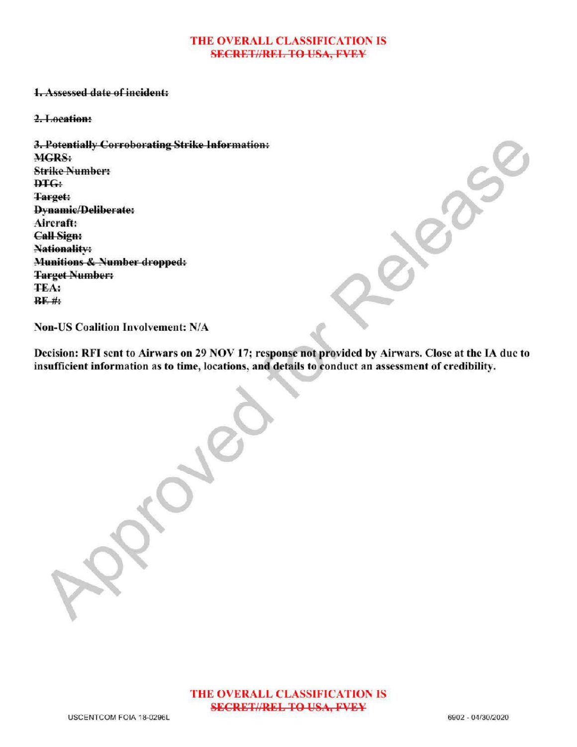THE OVERALL CLASSIFICATION IS
~~SECRET//REL TO USA, FVEY~~

~~**1. Assessed date of incident:**~~

~~**2. Location:**~~

~~**3. Potentially Corroborating Strike Information:**~~
~~**MGRS:**~~
~~**Strike Number:**~~
~~**DTG:**~~
~~**Target:**~~
~~**Dynamic/Deliberate:**~~
**Aircraft:**
~~**Call Sign:**~~
~~**Nationality:**~~
~~**Munitions & Number dropped:**~~
~~**Target Number:**~~
~~**TEA:**~~
~~**BE #:**~~

**Non-US Coalition Involvement: N/A**

**Decision: RFI sent to Airwars on 29 NOV 17; response not provided by Airwars. Close at the IA due to insufficient information as to time, locations, and details to conduct an assessment of credibility.**

THE OVERALL CLASSIFICATION IS
~~SECRET//REL TO USA, FVEY~~

USCENTCOM FOIA 18-0296L

6902 - 04/30/2020